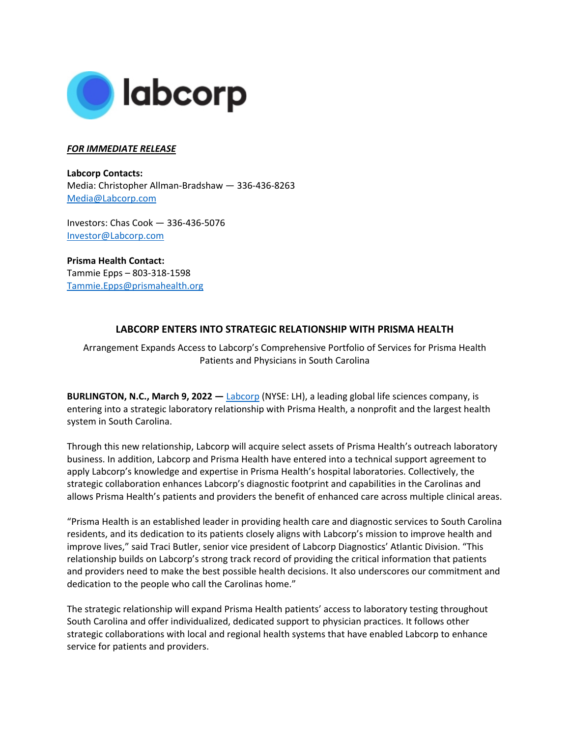labcorp

***FOR IMMEDIATE RELEASE***

**Labcorp Contacts:**
Media: Christopher Allman-Bradshaw — 336-436-8263
Media@Labcorp.com

Investors: Chas Cook — 336-436-5076
Investor@Labcorp.com

**Prisma Health Contact:**
Tammie Epps – 803-318-1598
Tammie.Epps@prismahealth.org

## LABCORP ENTERS INTO STRATEGIC RELATIONSHIP WITH PRISMA HEALTH

Arrangement Expands Access to Labcorp's Comprehensive Portfolio of Services for Prisma Health Patients and Physicians in South Carolina

**BURLINGTON, N.C., March 9, 2022 —** Labcorp (NYSE: LH), a leading global life sciences company, is entering into a strategic laboratory relationship with Prisma Health, a nonprofit and the largest health system in South Carolina.

Through this new relationship, Labcorp will acquire select assets of Prisma Health's outreach laboratory business. In addition, Labcorp and Prisma Health have entered into a technical support agreement to apply Labcorp's knowledge and expertise in Prisma Health's hospital laboratories. Collectively, the strategic collaboration enhances Labcorp's diagnostic footprint and capabilities in the Carolinas and allows Prisma Health's patients and providers the benefit of enhanced care across multiple clinical areas.

"Prisma Health is an established leader in providing health care and diagnostic services to South Carolina residents, and its dedication to its patients closely aligns with Labcorp's mission to improve health and improve lives," said Traci Butler, senior vice president of Labcorp Diagnostics' Atlantic Division. "This relationship builds on Labcorp's strong track record of providing the critical information that patients and providers need to make the best possible health decisions. It also underscores our commitment and dedication to the people who call the Carolinas home."

The strategic relationship will expand Prisma Health patients' access to laboratory testing throughout South Carolina and offer individualized, dedicated support to physician practices. It follows other strategic collaborations with local and regional health systems that have enabled Labcorp to enhance service for patients and providers.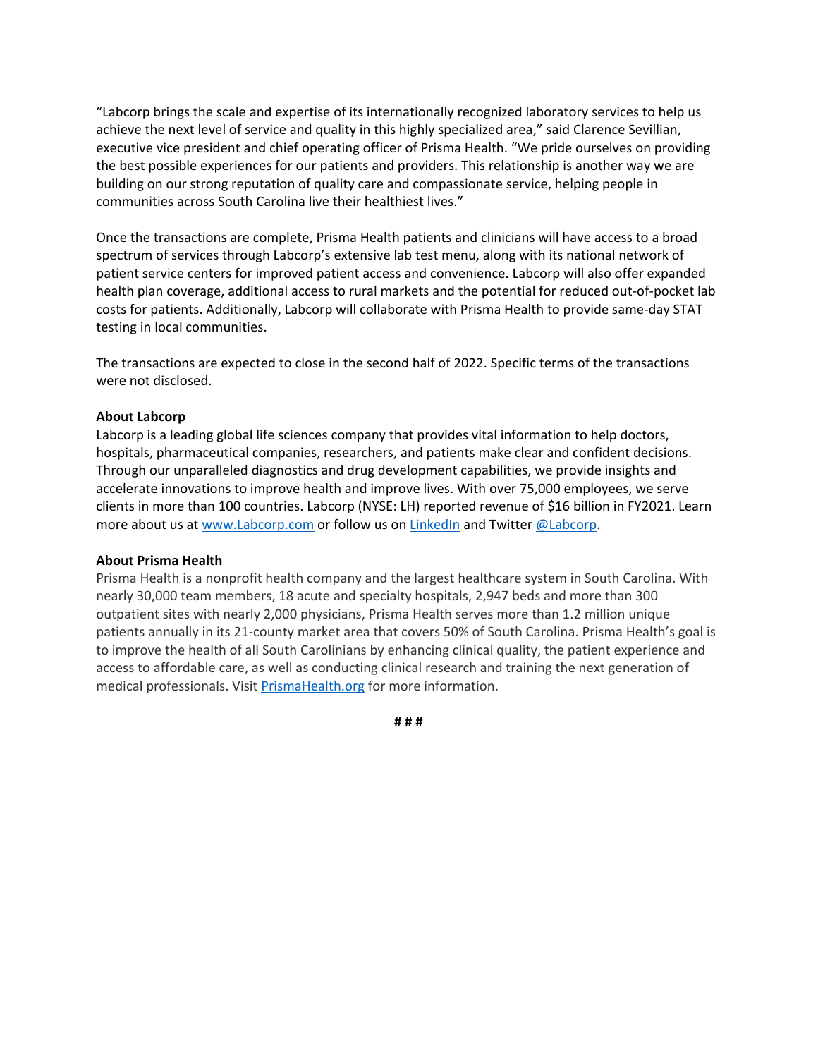"Labcorp brings the scale and expertise of its internationally recognized laboratory services to help us achieve the next level of service and quality in this highly specialized area," said Clarence Sevillian, executive vice president and chief operating officer of Prisma Health. "We pride ourselves on providing the best possible experiences for our patients and providers. This relationship is another way we are building on our strong reputation of quality care and compassionate service, helping people in communities across South Carolina live their healthiest lives."

Once the transactions are complete, Prisma Health patients and clinicians will have access to a broad spectrum of services through Labcorp's extensive lab test menu, along with its national network of patient service centers for improved patient access and convenience. Labcorp will also offer expanded health plan coverage, additional access to rural markets and the potential for reduced out-of-pocket lab costs for patients. Additionally, Labcorp will collaborate with Prisma Health to provide same-day STAT testing in local communities.

The transactions are expected to close in the second half of 2022. Specific terms of the transactions were not disclosed.

**About Labcorp**

Labcorp is a leading global life sciences company that provides vital information to help doctors, hospitals, pharmaceutical companies, researchers, and patients make clear and confident decisions. Through our unparalleled diagnostics and drug development capabilities, we provide insights and accelerate innovations to improve health and improve lives. With over 75,000 employees, we serve clients in more than 100 countries. Labcorp (NYSE: LH) reported revenue of $16 billion in FY2021. Learn more about us at [www.Labcorp.com](www.Labcorp.com) or follow us on LinkedIn and Twitter @Labcorp.

**About Prisma Health**

Prisma Health is a nonprofit health company and the largest healthcare system in South Carolina. With nearly 30,000 team members, 18 acute and specialty hospitals, 2,947 beds and more than 300 outpatient sites with nearly 2,000 physicians, Prisma Health serves more than 1.2 million unique patients annually in its 21-county market area that covers 50% of South Carolina. Prisma Health's goal is to improve the health of all South Carolinians by enhancing clinical quality, the patient experience and access to affordable care, as well as conducting clinical research and training the next generation of medical professionals. Visit PrismaHealth.org for more information.

# # #